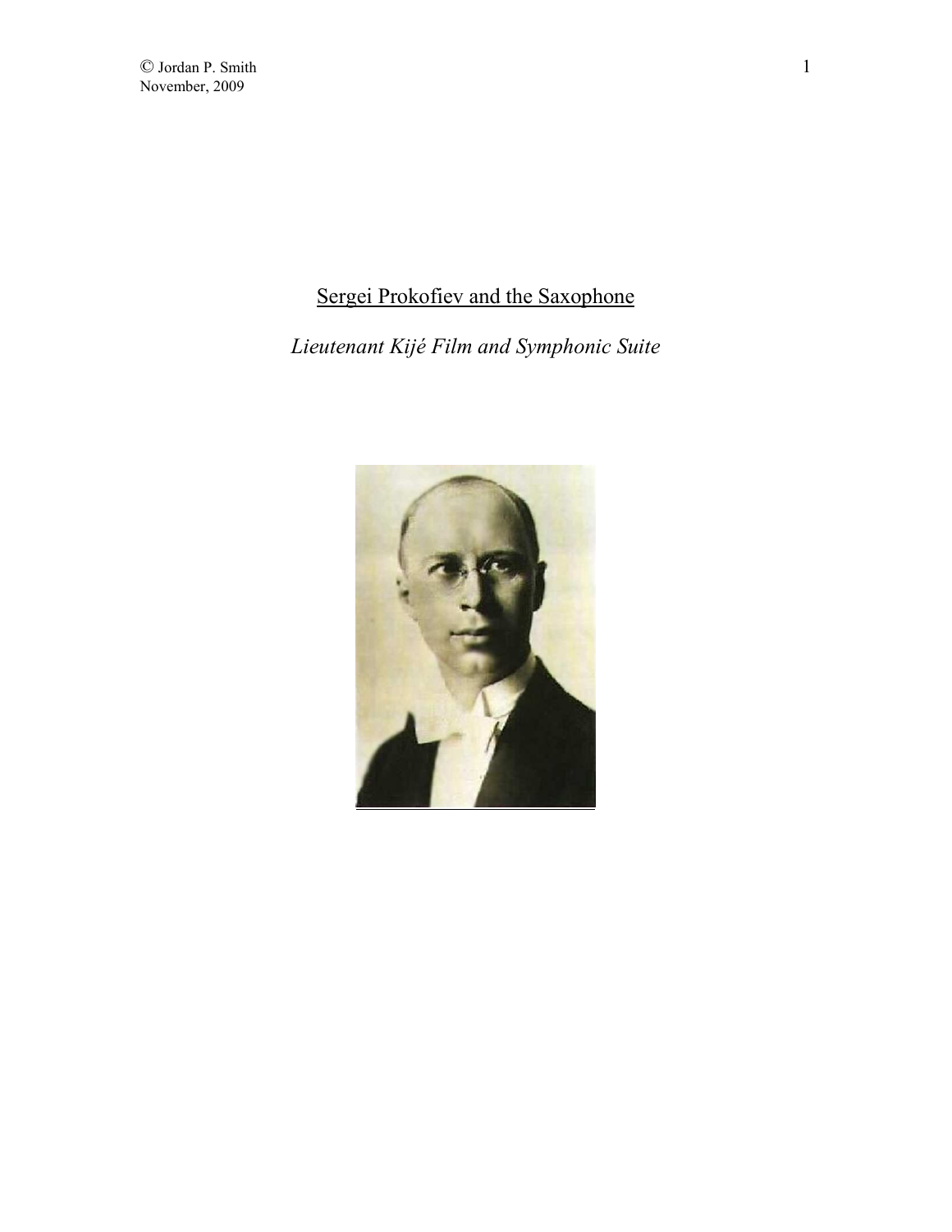© Jordan P. Smith
November, 2009

# Sergei Prokofiev and the Saxophone

## *Lieutenant Kijé Film and Symphonic Suite*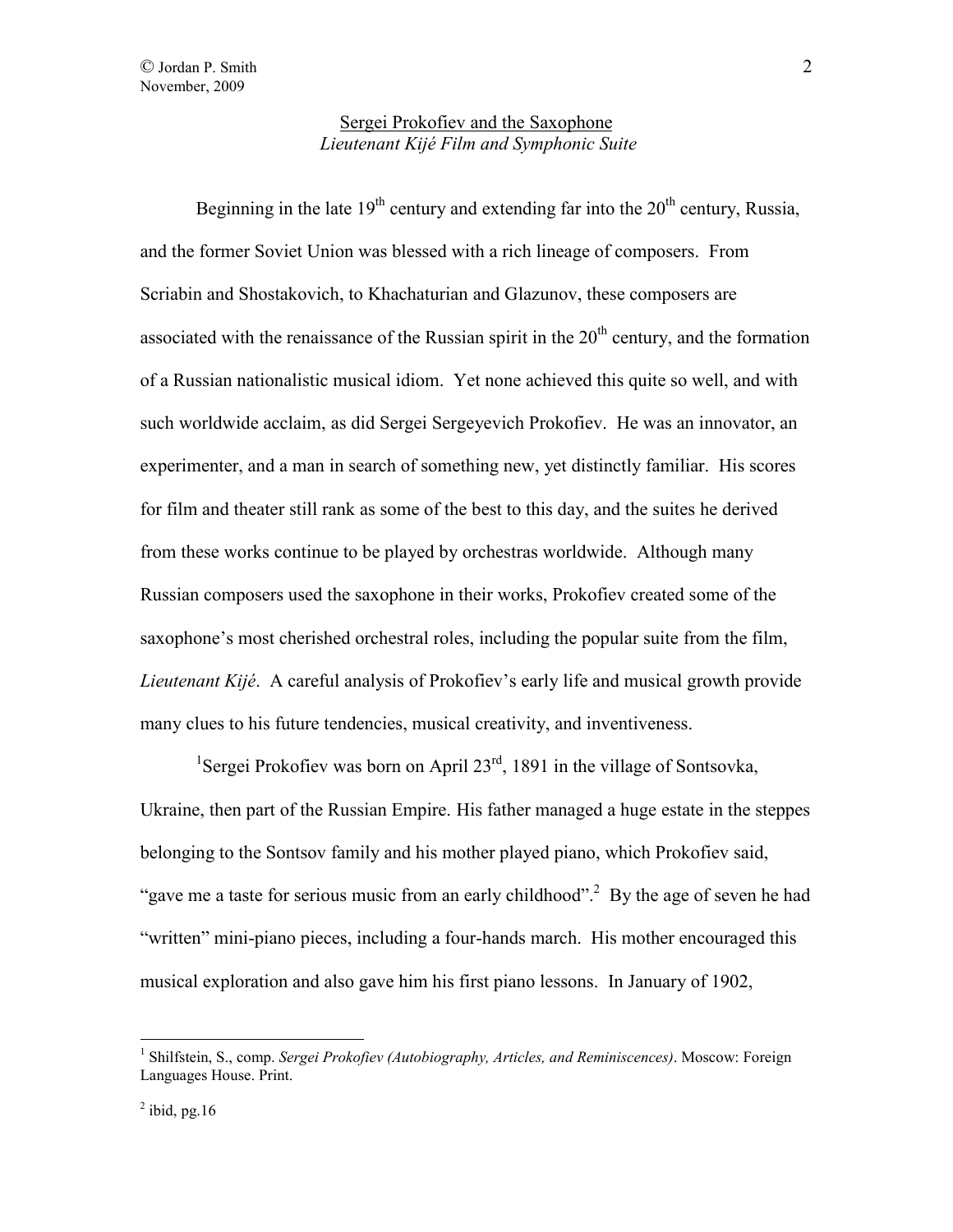Sergei Prokofiev and the Saxophone

*Lieutenant Kijé Film and Symphonic Suite*

Beginning in the late 19th century and extending far into the 20th century, Russia, and the former Soviet Union was blessed with a rich lineage of composers. From Scriabin and Shostakovich, to Khachaturian and Glazunov, these composers are associated with the renaissance of the Russian spirit in the 20th century, and the formation of a Russian nationalistic musical idiom. Yet none achieved this quite so well, and with such worldwide acclaim, as did Sergei Sergeyevich Prokofiev. He was an innovator, an experimenter, and a man in search of something new, yet distinctly familiar. His scores for film and theater still rank as some of the best to this day, and the suites he derived from these works continue to be played by orchestras worldwide. Although many Russian composers used the saxophone in their works, Prokofiev created some of the saxophone's most cherished orchestral roles, including the popular suite from the film, *Lieutenant Kijé*. A careful analysis of Prokofiev's early life and musical growth provide many clues to his future tendencies, musical creativity, and inventiveness.

[1]Sergei Prokofiev was born on April 23rd, 1891 in the village of Sontsovka, Ukraine, then part of the Russian Empire. His father managed a huge estate in the steppes belonging to the Sontsov family and his mother played piano, which Prokofiev said, "gave me a taste for serious music from an early childhood".[2] By the age of seven he had "written" mini-piano pieces, including a four-hands march. His mother encouraged this musical exploration and also gave him his first piano lessons. In January of 1902,

---

[1] Shilfstein, S., comp. *Sergei Prokofiev (Autobiography, Articles, and Reminiscences)*. Moscow: Foreign Languages House. Print.

[2] ibid, pg.16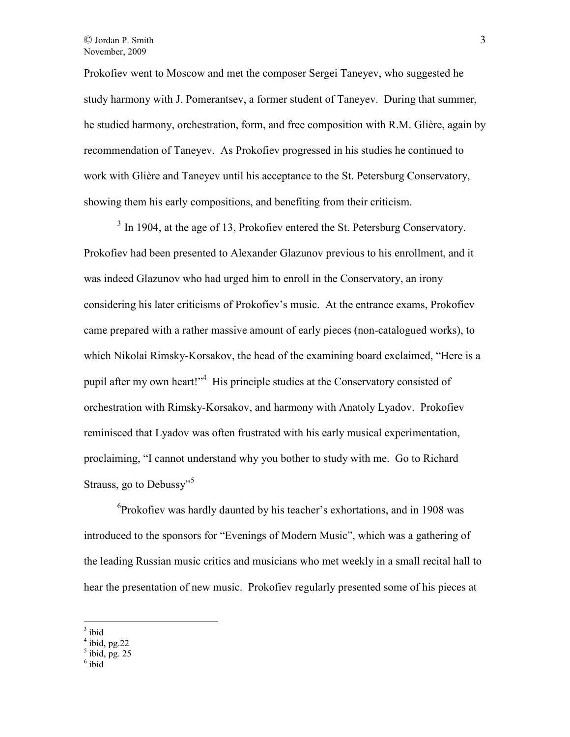Prokofiev went to Moscow and met the composer Sergei Taneyev, who suggested he study harmony with J. Pomerantsev, a former student of Taneyev. During that summer, he studied harmony, orchestration, form, and free composition with R.M. Glière, again by recommendation of Taneyev. As Prokofiev progressed in his studies he continued to work with Glière and Taneyev until his acceptance to the St. Petersburg Conservatory, showing them his early compositions, and benefiting from their criticism.

[3] In 1904, at the age of 13, Prokofiev entered the St. Petersburg Conservatory. Prokofiev had been presented to Alexander Glazunov previous to his enrollment, and it was indeed Glazunov who had urged him to enroll in the Conservatory, an irony considering his later criticisms of Prokofiev's music. At the entrance exams, Prokofiev came prepared with a rather massive amount of early pieces (non-catalogued works), to which Nikolai Rimsky-Korsakov, the head of the examining board exclaimed, "Here is a pupil after my own heart!"[4] His principle studies at the Conservatory consisted of orchestration with Rimsky-Korsakov, and harmony with Anatoly Lyadov. Prokofiev reminisced that Lyadov was often frustrated with his early musical experimentation, proclaiming, "I cannot understand why you bother to study with me. Go to Richard Strauss, go to Debussy"[5]

[6]Prokofiev was hardly daunted by his teacher's exhortations, and in 1908 was introduced to the sponsors for "Evenings of Modern Music", which was a gathering of the leading Russian music critics and musicians who met weekly in a small recital hall to hear the presentation of new music. Prokofiev regularly presented some of his pieces at

---

[3] ibid
[4] ibid, pg.22
[5] ibid, pg. 25
[6] ibid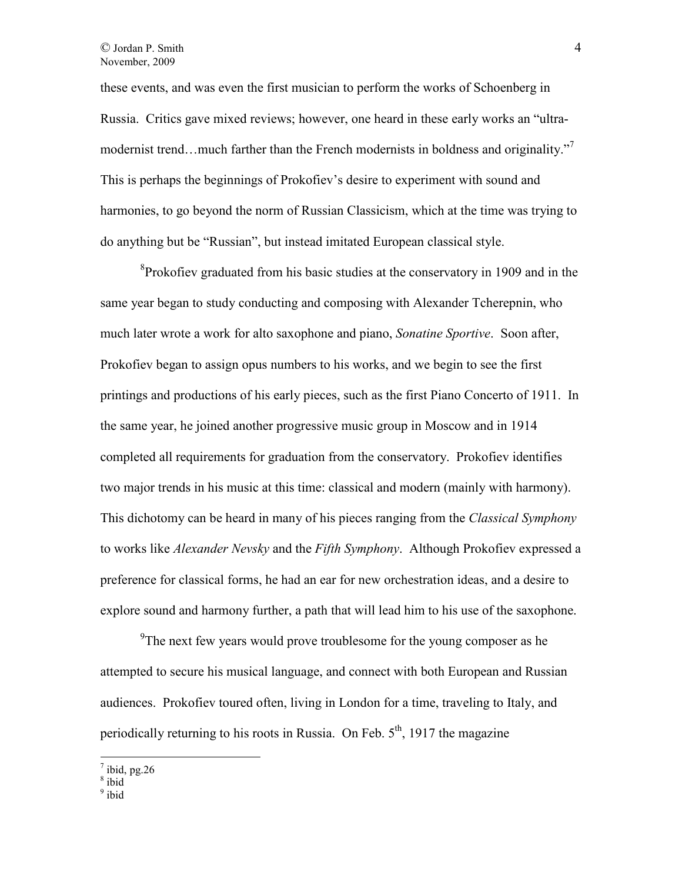these events, and was even the first musician to perform the works of Schoenberg in Russia. Critics gave mixed reviews; however, one heard in these early works an "ultra-modernist trend…much farther than the French modernists in boldness and originality."[7] This is perhaps the beginnings of Prokofiev's desire to experiment with sound and harmonies, to go beyond the norm of Russian Classicism, which at the time was trying to do anything but be "Russian", but instead imitated European classical style.

[8]Prokofiev graduated from his basic studies at the conservatory in 1909 and in the same year began to study conducting and composing with Alexander Tcherepnin, who much later wrote a work for alto saxophone and piano, *Sonatine Sportive*. Soon after, Prokofiev began to assign opus numbers to his works, and we begin to see the first printings and productions of his early pieces, such as the first Piano Concerto of 1911. In the same year, he joined another progressive music group in Moscow and in 1914 completed all requirements for graduation from the conservatory. Prokofiev identifies two major trends in his music at this time: classical and modern (mainly with harmony). This dichotomy can be heard in many of his pieces ranging from the *Classical Symphony* to works like *Alexander Nevsky* and the *Fifth Symphony*. Although Prokofiev expressed a preference for classical forms, he had an ear for new orchestration ideas, and a desire to explore sound and harmony further, a path that will lead him to his use of the saxophone.

[9]The next few years would prove troublesome for the young composer as he attempted to secure his musical language, and connect with both European and Russian audiences. Prokofiev toured often, living in London for a time, traveling to Italy, and periodically returning to his roots in Russia. On Feb. 5th, 1917 the magazine

---

[7] ibid, pg.26

[8] ibid

[9] ibid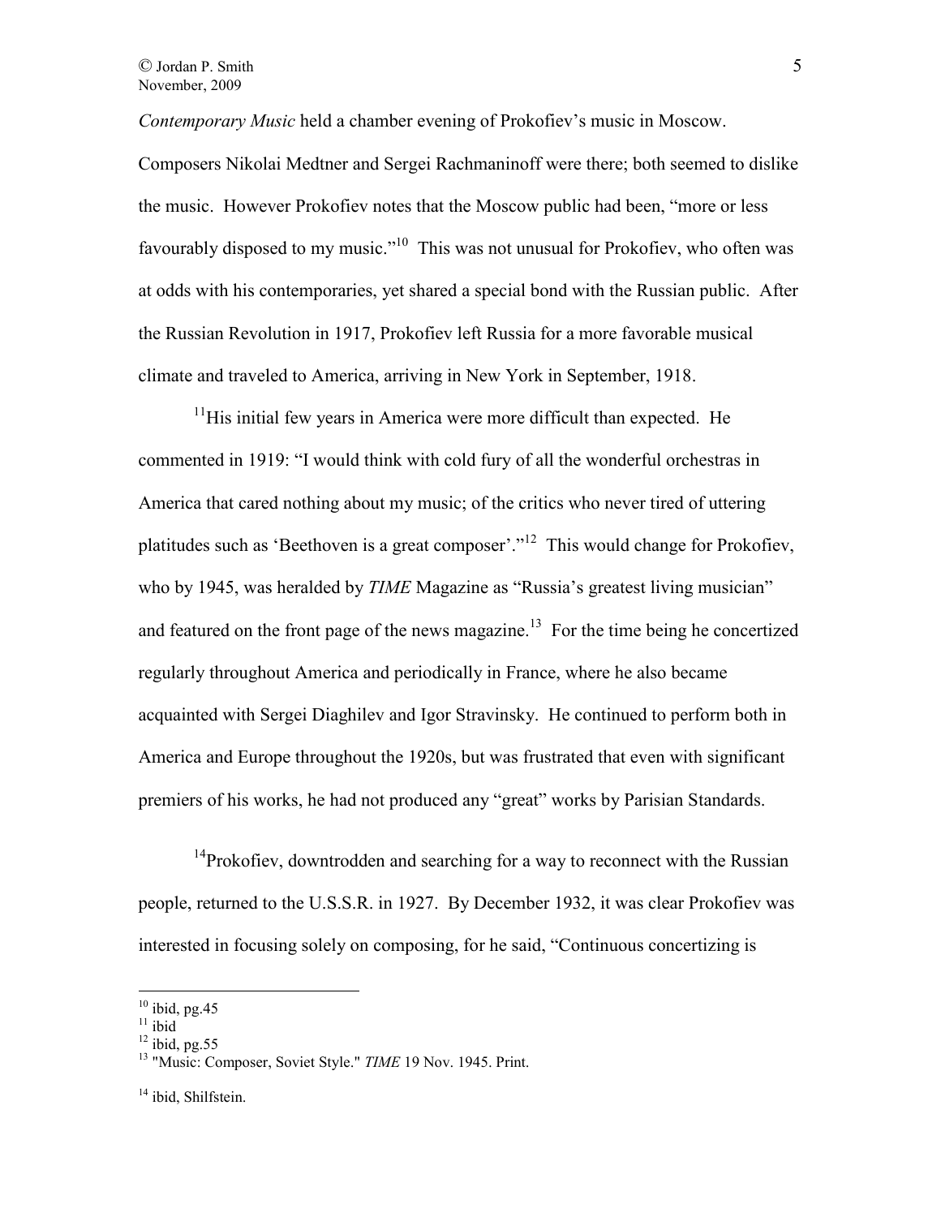*Contemporary Music* held a chamber evening of Prokofiev's music in Moscow. Composers Nikolai Medtner and Sergei Rachmaninoff were there; both seemed to dislike the music. However Prokofiev notes that the Moscow public had been, "more or less favourably disposed to my music."[10] This was not unusual for Prokofiev, who often was at odds with his contemporaries, yet shared a special bond with the Russian public. After the Russian Revolution in 1917, Prokofiev left Russia for a more favorable musical climate and traveled to America, arriving in New York in September, 1918.

[11]His initial few years in America were more difficult than expected. He commented in 1919: "I would think with cold fury of all the wonderful orchestras in America that cared nothing about my music; of the critics who never tired of uttering platitudes such as 'Beethoven is a great composer'."[12] This would change for Prokofiev, who by 1945, was heralded by *TIME* Magazine as "Russia's greatest living musician" and featured on the front page of the news magazine.[13] For the time being he concertized regularly throughout America and periodically in France, where he also became acquainted with Sergei Diaghilev and Igor Stravinsky. He continued to perform both in America and Europe throughout the 1920s, but was frustrated that even with significant premiers of his works, he had not produced any "great" works by Parisian Standards.

[14]Prokofiev, downtrodden and searching for a way to reconnect with the Russian people, returned to the U.S.S.R. in 1927. By December 1932, it was clear Prokofiev was interested in focusing solely on composing, for he said, "Continuous concertizing is

---

[10] ibid, pg.45
[11] ibid
[12] ibid, pg.55
[13] "Music: Composer, Soviet Style." *TIME* 19 Nov. 1945. Print.

[14] ibid, Shilfstein.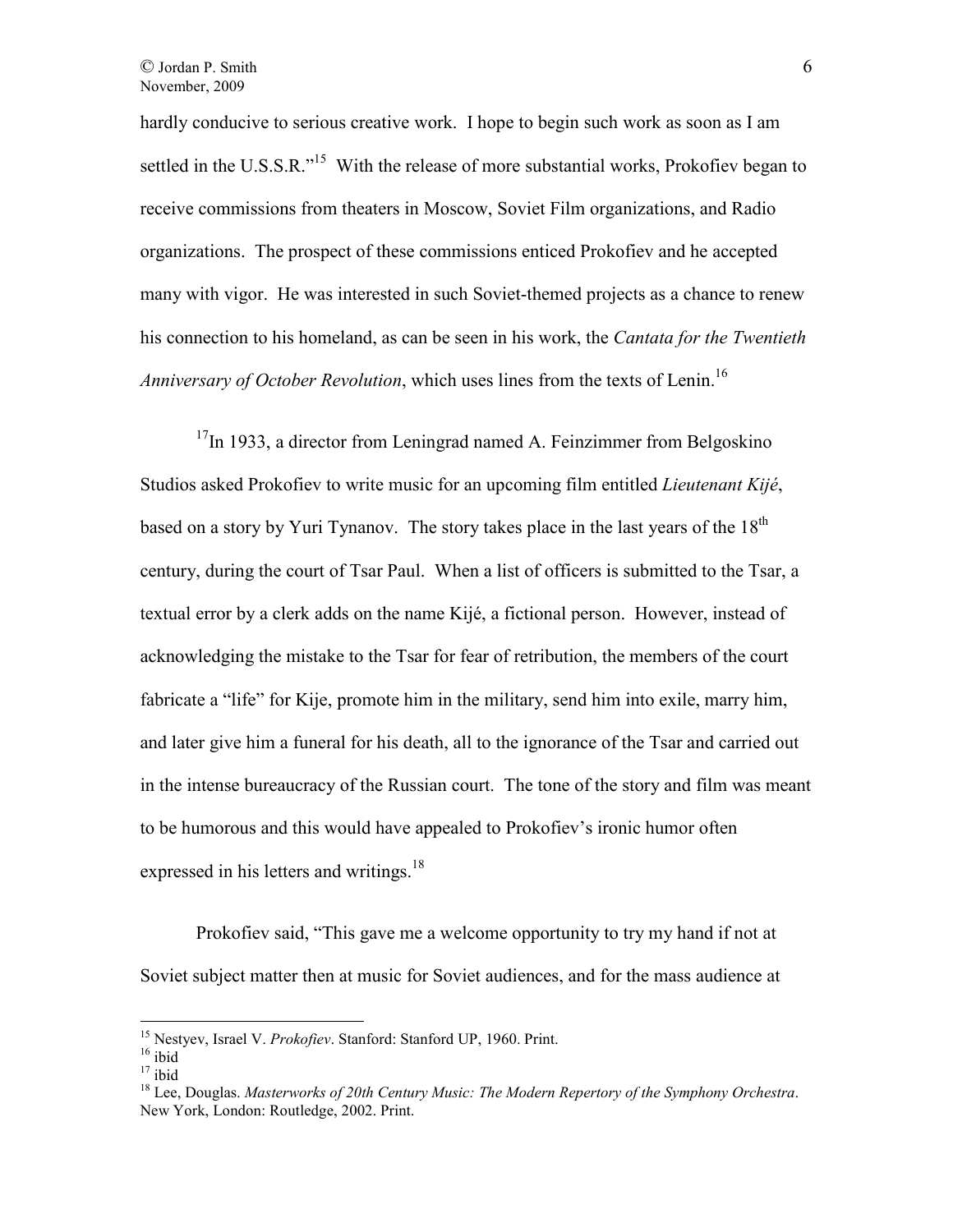hardly conducive to serious creative work. I hope to begin such work as soon as I am settled in the U.S.S.R."[15] With the release of more substantial works, Prokofiev began to receive commissions from theaters in Moscow, Soviet Film organizations, and Radio organizations. The prospect of these commissions enticed Prokofiev and he accepted many with vigor. He was interested in such Soviet-themed projects as a chance to renew his connection to his homeland, as can be seen in his work, the *Cantata for the Twentieth Anniversary of October Revolution*, which uses lines from the texts of Lenin.[16]

[17]In 1933, a director from Leningrad named A. Feinzimmer from Belgoskino Studios asked Prokofiev to write music for an upcoming film entitled *Lieutenant Kijé*, based on a story by Yuri Tynanov. The story takes place in the last years of the 18th century, during the court of Tsar Paul. When a list of officers is submitted to the Tsar, a textual error by a clerk adds on the name Kijé, a fictional person. However, instead of acknowledging the mistake to the Tsar for fear of retribution, the members of the court fabricate a "life" for Kije, promote him in the military, send him into exile, marry him, and later give him a funeral for his death, all to the ignorance of the Tsar and carried out in the intense bureaucracy of the Russian court. The tone of the story and film was meant to be humorous and this would have appealed to Prokofiev's ironic humor often expressed in his letters and writings.[18]

Prokofiev said, "This gave me a welcome opportunity to try my hand if not at Soviet subject matter then at music for Soviet audiences, and for the mass audience at

---

[15] Nestyev, Israel V. *Prokofiev*. Stanford: Stanford UP, 1960. Print.

[16] ibid

[17] ibid

[18] Lee, Douglas. *Masterworks of 20th Century Music: The Modern Repertory of the Symphony Orchestra*. New York, London: Routledge, 2002. Print.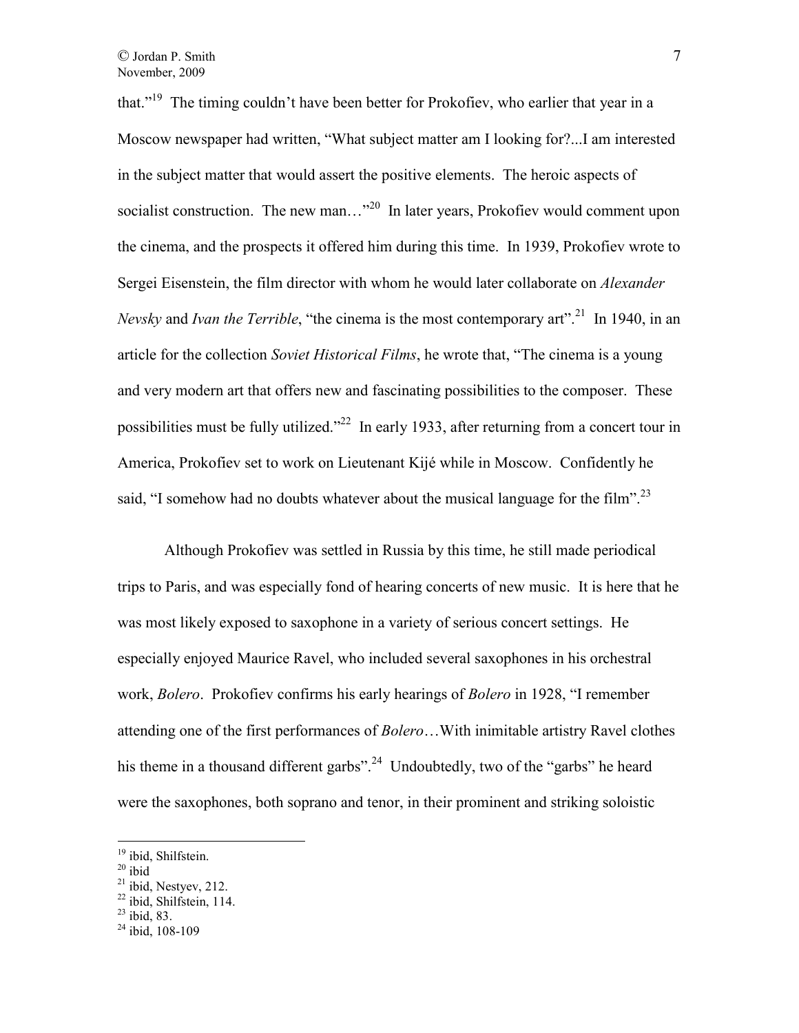that."[19] The timing couldn't have been better for Prokofiev, who earlier that year in a Moscow newspaper had written, "What subject matter am I looking for?...I am interested in the subject matter that would assert the positive elements. The heroic aspects of socialist construction. The new man…"[20] In later years, Prokofiev would comment upon the cinema, and the prospects it offered him during this time. In 1939, Prokofiev wrote to Sergei Eisenstein, the film director with whom he would later collaborate on *Alexander Nevsky* and *Ivan the Terrible*, "the cinema is the most contemporary art".[21] In 1940, in an article for the collection *Soviet Historical Films*, he wrote that, "The cinema is a young and very modern art that offers new and fascinating possibilities to the composer. These possibilities must be fully utilized."[22] In early 1933, after returning from a concert tour in America, Prokofiev set to work on Lieutenant Kijé while in Moscow. Confidently he said, "I somehow had no doubts whatever about the musical language for the film".[23]

Although Prokofiev was settled in Russia by this time, he still made periodical trips to Paris, and was especially fond of hearing concerts of new music. It is here that he was most likely exposed to saxophone in a variety of serious concert settings. He especially enjoyed Maurice Ravel, who included several saxophones in his orchestral work, *Bolero*. Prokofiev confirms his early hearings of *Bolero* in 1928, "I remember attending one of the first performances of *Bolero*…With inimitable artistry Ravel clothes his theme in a thousand different garbs".[24] Undoubtedly, two of the "garbs" he heard were the saxophones, both soprano and tenor, in their prominent and striking soloistic

---

[19] ibid, Shilfstein.
[20] ibid
[21] ibid, Nestyev, 212.
[22] ibid, Shilfstein, 114.
[23] ibid, 83.
[24] ibid, 108-109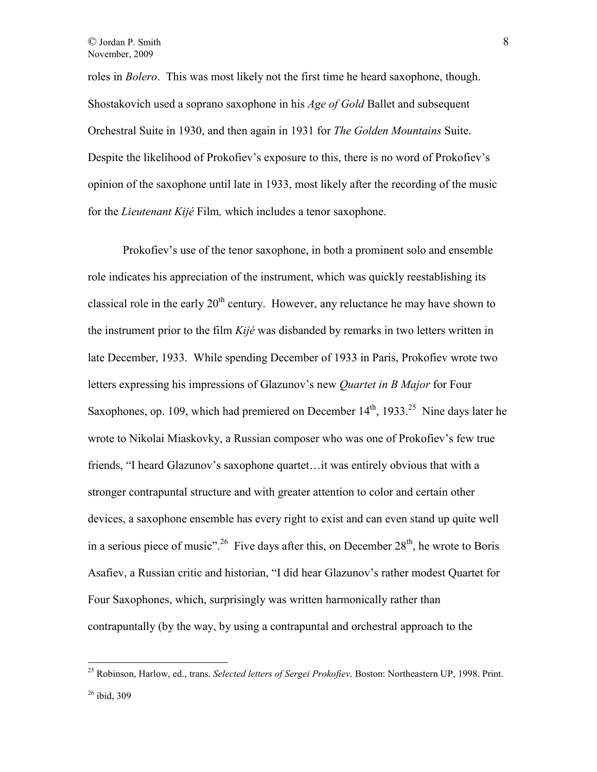roles in *Bolero*. This was most likely not the first time he heard saxophone, though. Shostakovich used a soprano saxophone in his *Age of Gold* Ballet and subsequent Orchestral Suite in 1930, and then again in 1931 for *The Golden Mountains* Suite. Despite the likelihood of Prokofiev's exposure to this, there is no word of Prokofiev's opinion of the saxophone until late in 1933, most likely after the recording of the music for the *Lieutenant Kijé* Film*,* which includes a tenor saxophone.

Prokofiev's use of the tenor saxophone, in both a prominent solo and ensemble role indicates his appreciation of the instrument, which was quickly reestablishing its classical role in the early 20th century. However, any reluctance he may have shown to the instrument prior to the film *Kijé* was disbanded by remarks in two letters written in late December, 1933. While spending December of 1933 in Paris, Prokofiev wrote two letters expressing his impressions of Glazunov's new *Quartet in B Major* for Four Saxophones, op. 109, which had premiered on December 14th, 1933.[25] Nine days later he wrote to Nikolai Miaskovky, a Russian composer who was one of Prokofiev's few true friends, "I heard Glazunov's saxophone quartet…it was entirely obvious that with a stronger contrapuntal structure and with greater attention to color and certain other devices, a saxophone ensemble has every right to exist and can even stand up quite well in a serious piece of music".[26] Five days after this, on December 28th, he wrote to Boris Asafiev, a Russian critic and historian, "I did hear Glazunov's rather modest Quartet for Four Saxophones, which, surprisingly was written harmonically rather than contrapuntally (by the way, by using a contrapuntal and orchestral approach to the

---

[25] Robinson, Harlow, ed., trans. *Selected letters of Sergei Prokofiev*. Boston: Northeastern UP, 1998. Print.

[26] ibid, 309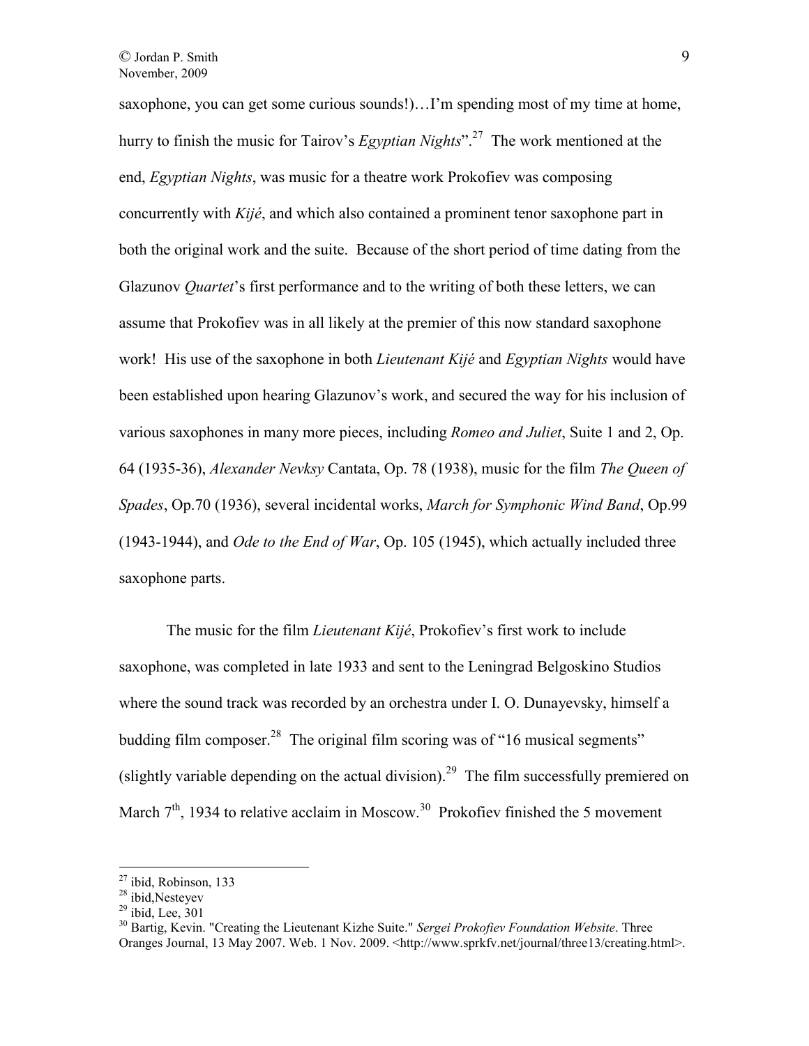saxophone, you can get some curious sounds!)…I'm spending most of my time at home, hurry to finish the music for Tairov's *Egyptian Nights*".[27] The work mentioned at the end, *Egyptian Nights*, was music for a theatre work Prokofiev was composing concurrently with *Kijé*, and which also contained a prominent tenor saxophone part in both the original work and the suite. Because of the short period of time dating from the Glazunov *Quartet*'s first performance and to the writing of both these letters, we can assume that Prokofiev was in all likely at the premier of this now standard saxophone work! His use of the saxophone in both *Lieutenant Kijé* and *Egyptian Nights* would have been established upon hearing Glazunov's work, and secured the way for his inclusion of various saxophones in many more pieces, including *Romeo and Juliet*, Suite 1 and 2, Op. 64 (1935-36), *Alexander Nevksy* Cantata, Op. 78 (1938), music for the film *The Queen of Spades*, Op.70 (1936), several incidental works, *March for Symphonic Wind Band*, Op.99 (1943-1944), and *Ode to the End of War*, Op. 105 (1945), which actually included three saxophone parts.

The music for the film *Lieutenant Kijé*, Prokofiev's first work to include saxophone, was completed in late 1933 and sent to the Leningrad Belgoskino Studios where the sound track was recorded by an orchestra under I. O. Dunayevsky, himself a budding film composer.[28] The original film scoring was of "16 musical segments" (slightly variable depending on the actual division).[29] The film successfully premiered on March 7th, 1934 to relative acclaim in Moscow.[30] Prokofiev finished the 5 movement

---

[27] ibid, Robinson, 133

[28] ibid,Nesteyev

[29] ibid, Lee, 301

[30] Bartig, Kevin. "Creating the Lieutenant Kizhe Suite." *Sergei Prokofiev Foundation Website*. Three Oranges Journal, 13 May 2007. Web. 1 Nov. 2009. <http://www.sprkfv.net/journal/three13/creating.html>.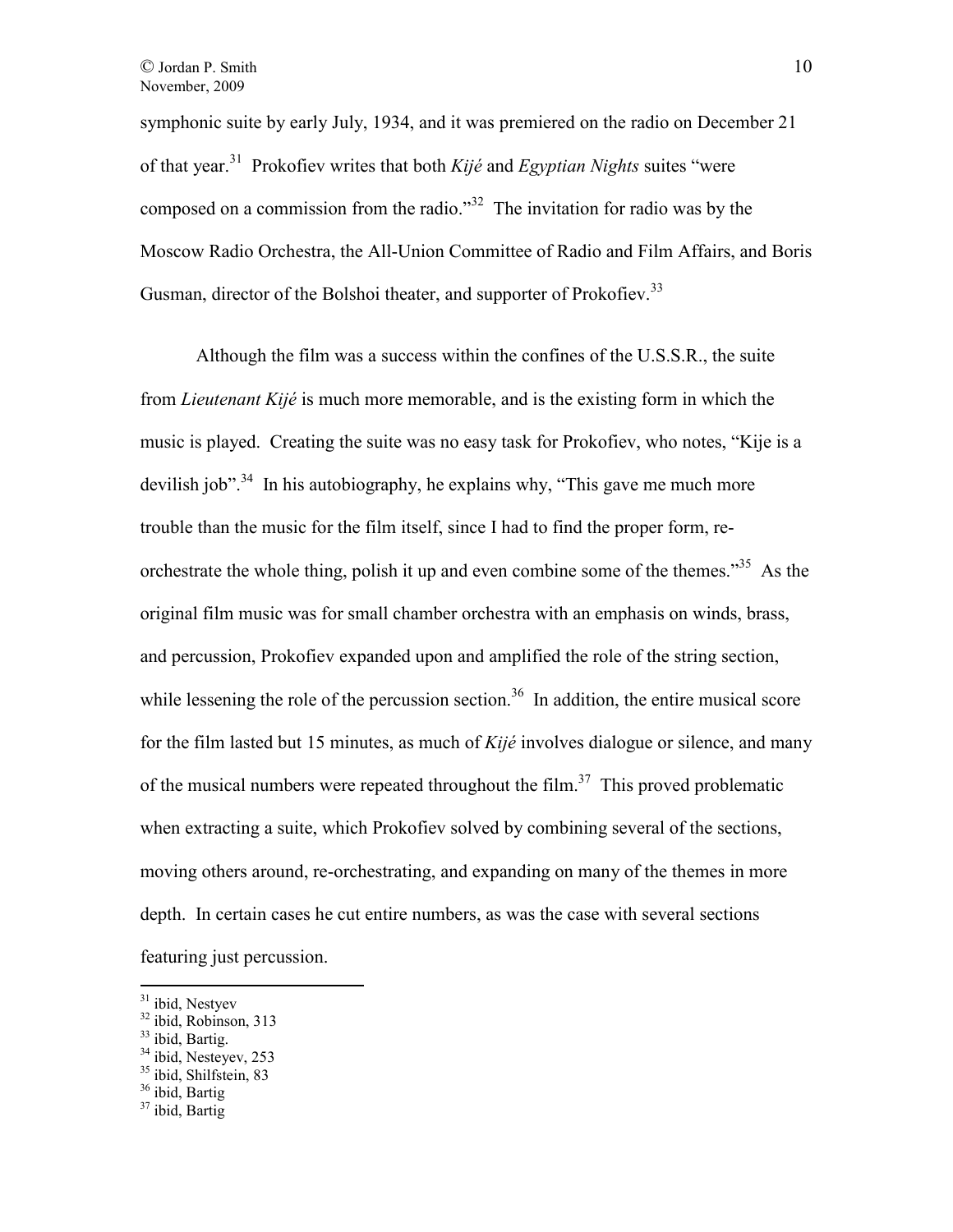symphonic suite by early July, 1934, and it was premiered on the radio on December 21 of that year.[31] Prokofiev writes that both *Kijé* and *Egyptian Nights* suites "were composed on a commission from the radio."[32] The invitation for radio was by the Moscow Radio Orchestra, the All-Union Committee of Radio and Film Affairs, and Boris Gusman, director of the Bolshoi theater, and supporter of Prokofiev.[33]

Although the film was a success within the confines of the U.S.S.R., the suite from *Lieutenant Kijé* is much more memorable, and is the existing form in which the music is played. Creating the suite was no easy task for Prokofiev, who notes, "Kije is a devilish job".[34] In his autobiography, he explains why, "This gave me much more trouble than the music for the film itself, since I had to find the proper form, re-orchestrate the whole thing, polish it up and even combine some of the themes."[35] As the original film music was for small chamber orchestra with an emphasis on winds, brass, and percussion, Prokofiev expanded upon and amplified the role of the string section, while lessening the role of the percussion section.[36] In addition, the entire musical score for the film lasted but 15 minutes, as much of *Kijé* involves dialogue or silence, and many of the musical numbers were repeated throughout the film.[37] This proved problematic when extracting a suite, which Prokofiev solved by combining several of the sections, moving others around, re-orchestrating, and expanding on many of the themes in more depth. In certain cases he cut entire numbers, as was the case with several sections featuring just percussion.

---

[31] ibid, Nestyev
[32] ibid, Robinson, 313
[33] ibid, Bartig.
[34] ibid, Nesteyev, 253
[35] ibid, Shilfstein, 83
[36] ibid, Bartig
[37] ibid, Bartig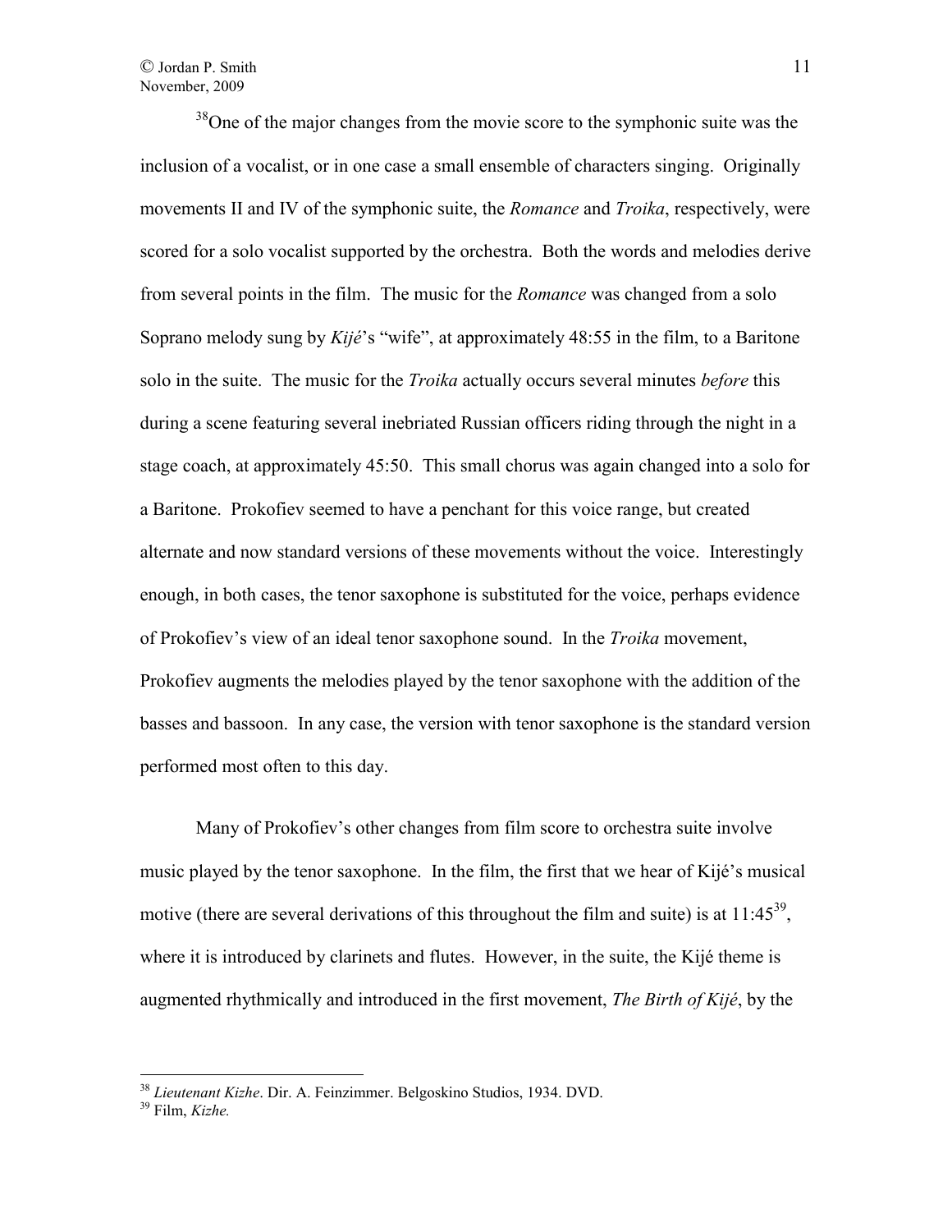[38]One of the major changes from the movie score to the symphonic suite was the inclusion of a vocalist, or in one case a small ensemble of characters singing. Originally movements II and IV of the symphonic suite, the *Romance* and *Troika*, respectively, were scored for a solo vocalist supported by the orchestra. Both the words and melodies derive from several points in the film. The music for the *Romance* was changed from a solo Soprano melody sung by *Kijé*'s "wife", at approximately 48:55 in the film, to a Baritone solo in the suite. The music for the *Troika* actually occurs several minutes *before* this during a scene featuring several inebriated Russian officers riding through the night in a stage coach, at approximately 45:50. This small chorus was again changed into a solo for a Baritone. Prokofiev seemed to have a penchant for this voice range, but created alternate and now standard versions of these movements without the voice. Interestingly enough, in both cases, the tenor saxophone is substituted for the voice, perhaps evidence of Prokofiev's view of an ideal tenor saxophone sound. In the *Troika* movement, Prokofiev augments the melodies played by the tenor saxophone with the addition of the basses and bassoon. In any case, the version with tenor saxophone is the standard version performed most often to this day.

Many of Prokofiev's other changes from film score to orchestra suite involve music played by the tenor saxophone. In the film, the first that we hear of Kijé's musical motive (there are several derivations of this throughout the film and suite) is at 11:45[39], where it is introduced by clarinets and flutes. However, in the suite, the Kijé theme is augmented rhythmically and introduced in the first movement, *The Birth of Kijé*, by the

---

[38] *Lieutenant Kizhe*. Dir. A. Feinzimmer. Belgoskino Studios, 1934. DVD.

[39] Film, *Kizhe.*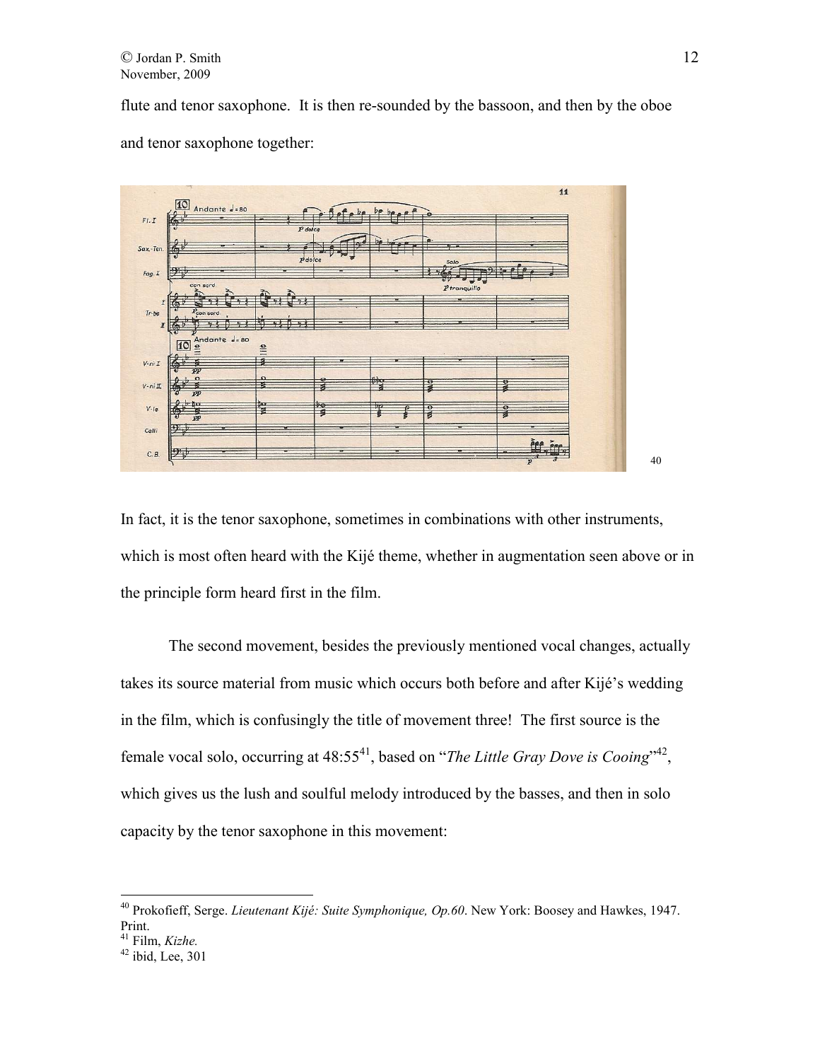flute and tenor saxophone. It is then re-sounded by the bassoon, and then by the oboe and tenor saxophone together:

[40]

In fact, it is the tenor saxophone, sometimes in combinations with other instruments, which is most often heard with the Kijé theme, whether in augmentation seen above or in the principle form heard first in the film.

The second movement, besides the previously mentioned vocal changes, actually takes its source material from music which occurs both before and after Kijé's wedding in the film, which is confusingly the title of movement three! The first source is the female vocal solo, occurring at 48:55[41], based on "*The Little Gray Dove is Cooing*"[42], which gives us the lush and soulful melody introduced by the basses, and then in solo capacity by the tenor saxophone in this movement:

---

[40] Prokofieff, Serge. *Lieutenant Kijé: Suite Symphonique, Op.60*. New York: Boosey and Hawkes, 1947. Print.

[41] Film, *Kizhe.*

[42] ibid, Lee, 301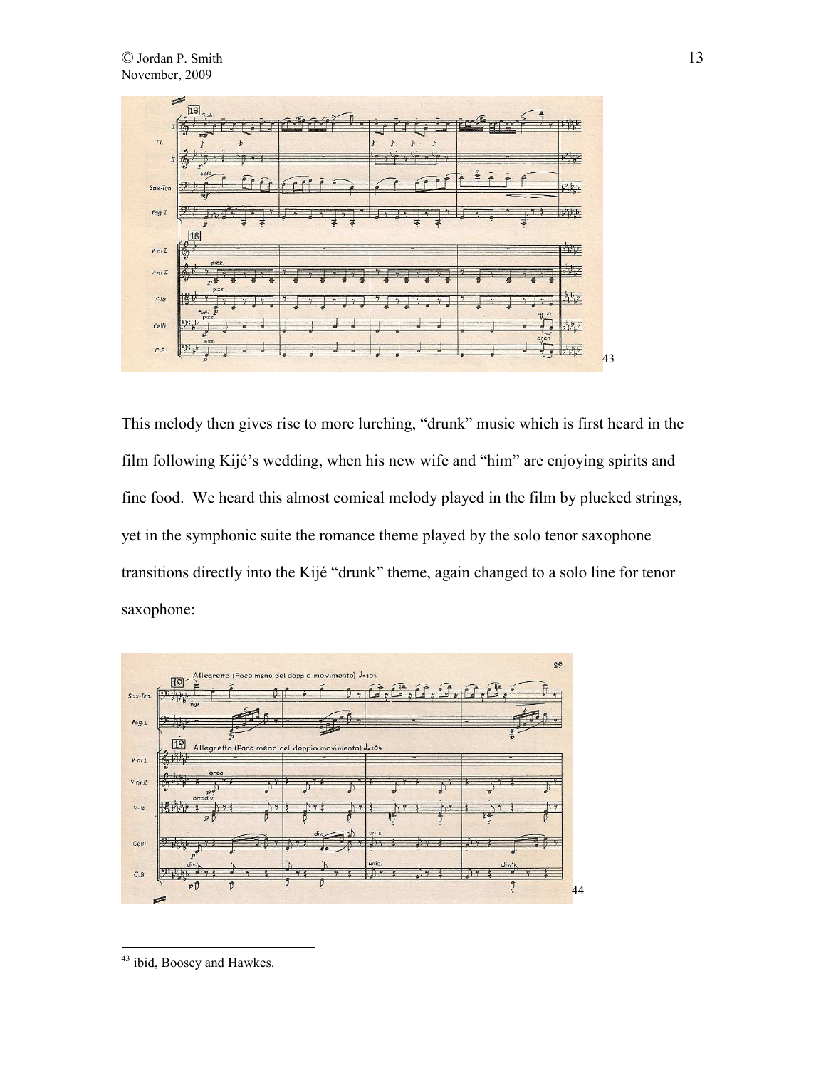[43]

This melody then gives rise to more lurching, “drunk” music which is first heard in the film following Kijé’s wedding, when his new wife and “him” are enjoying spirits and fine food. We heard this almost comical melody played in the film by plucked strings, yet in the symphonic suite the romance theme played by the solo tenor saxophone transitions directly into the Kijé “drunk” theme, again changed to a solo line for tenor saxophone:

[44]

---

[43] ibid, Boosey and Hawkes.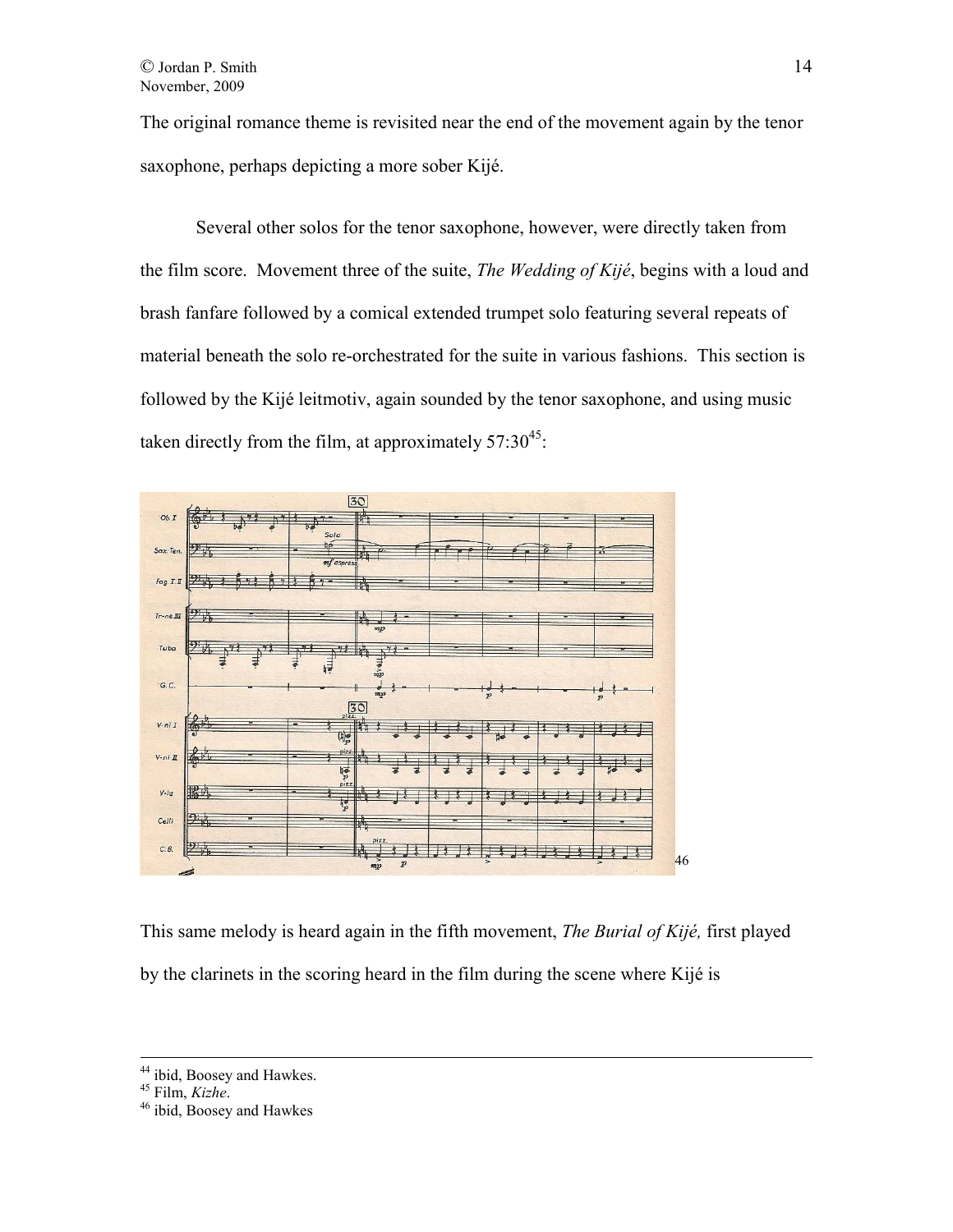The original romance theme is revisited near the end of the movement again by the tenor saxophone, perhaps depicting a more sober Kijé.

Several other solos for the tenor saxophone, however, were directly taken from the film score. Movement three of the suite, *The Wedding of Kijé*, begins with a loud and brash fanfare followed by a comical extended trumpet solo featuring several repeats of material beneath the solo re-orchestrated for the suite in various fashions. This section is followed by the Kijé leitmotiv, again sounded by the tenor saxophone, and using music taken directly from the film, at approximately 57:30[45]:

[46]

This same melody is heard again in the fifth movement, *The Burial of Kijé,* first played by the clarinets in the scoring heard in the film during the scene where Kijé is

---

[44] ibid, Boosey and Hawkes.

[45] Film, *Kizhe*.

[46] ibid, Boosey and Hawkes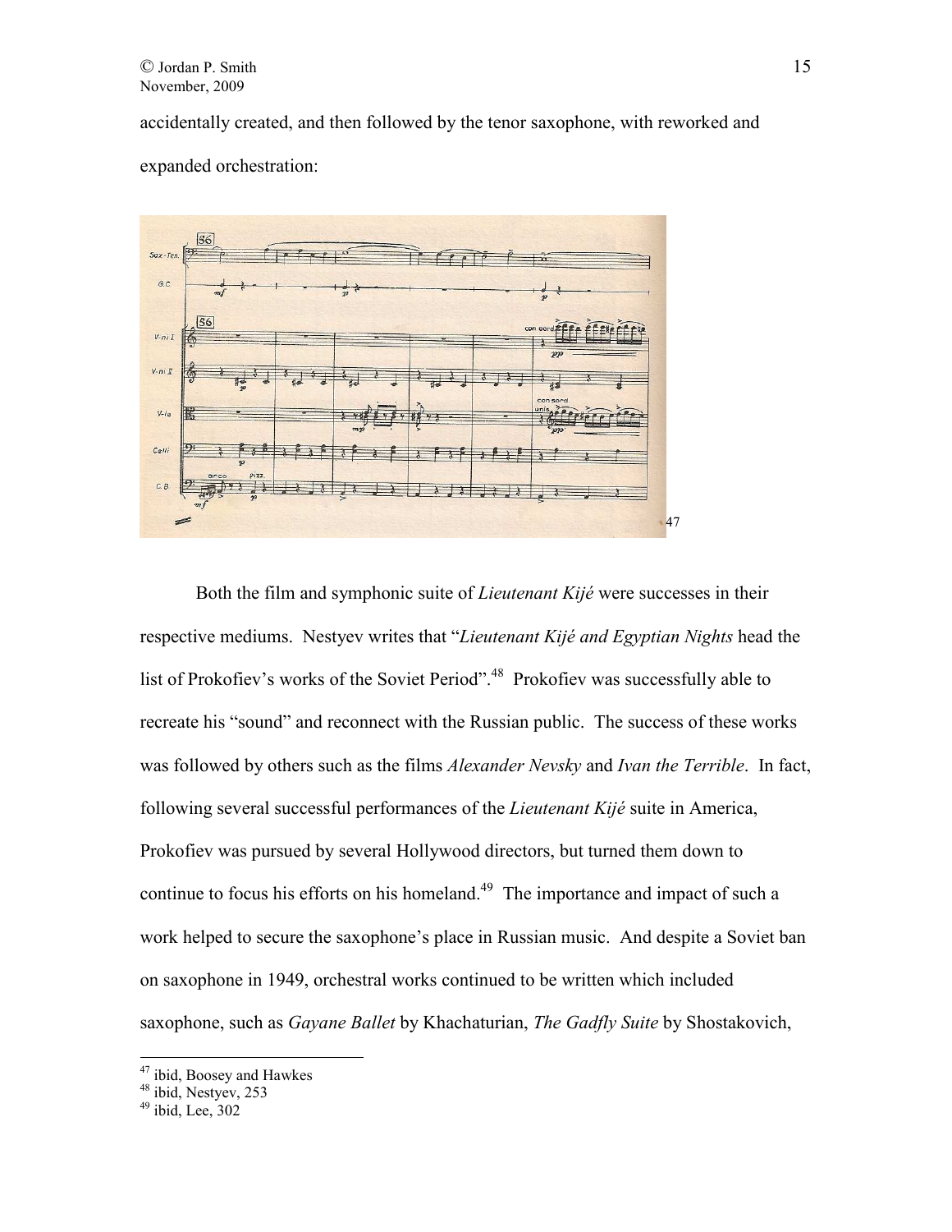accidentally created, and then followed by the tenor saxophone, with reworked and expanded orchestration:

[47]

Both the film and symphonic suite of *Lieutenant Kijé* were successes in their respective mediums. Nestyev writes that "*Lieutenant Kijé and Egyptian Nights* head the list of Prokofiev's works of the Soviet Period".[48] Prokofiev was successfully able to recreate his "sound" and reconnect with the Russian public. The success of these works was followed by others such as the films *Alexander Nevsky* and *Ivan the Terrible*. In fact, following several successful performances of the *Lieutenant Kijé* suite in America, Prokofiev was pursued by several Hollywood directors, but turned them down to continue to focus his efforts on his homeland.[49] The importance and impact of such a work helped to secure the saxophone's place in Russian music. And despite a Soviet ban on saxophone in 1949, orchestral works continued to be written which included saxophone, such as *Gayane Ballet* by Khachaturian, *The Gadfly Suite* by Shostakovich,

---

[47] ibid, Boosey and Hawkes
[48] ibid, Nestyev, 253
[49] ibid, Lee, 302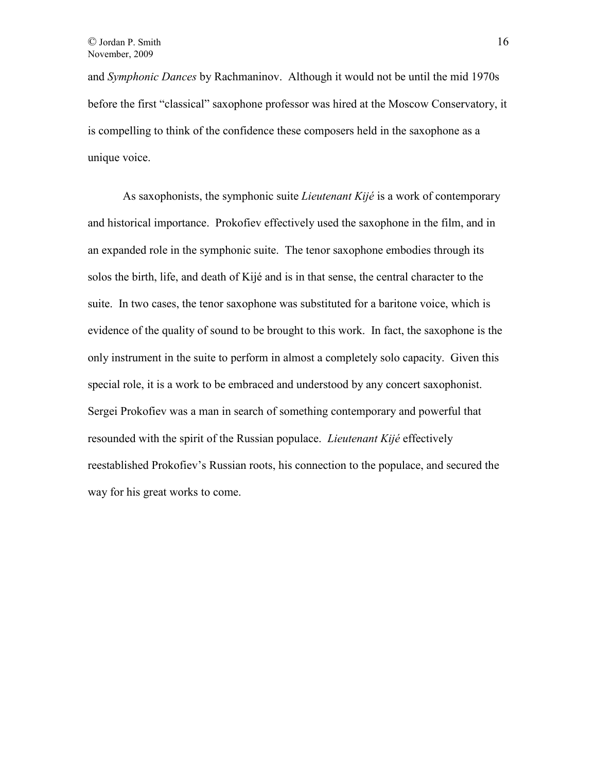and *Symphonic Dances* by Rachmaninov. Although it would not be until the mid 1970s before the first "classical" saxophone professor was hired at the Moscow Conservatory, it is compelling to think of the confidence these composers held in the saxophone as a unique voice.

As saxophonists, the symphonic suite *Lieutenant Kijé* is a work of contemporary and historical importance. Prokofiev effectively used the saxophone in the film, and in an expanded role in the symphonic suite. The tenor saxophone embodies through its solos the birth, life, and death of Kijé and is in that sense, the central character to the suite. In two cases, the tenor saxophone was substituted for a baritone voice, which is evidence of the quality of sound to be brought to this work. In fact, the saxophone is the only instrument in the suite to perform in almost a completely solo capacity. Given this special role, it is a work to be embraced and understood by any concert saxophonist. Sergei Prokofiev was a man in search of something contemporary and powerful that resounded with the spirit of the Russian populace. *Lieutenant Kijé* effectively reestablished Prokofiev's Russian roots, his connection to the populace, and secured the way for his great works to come.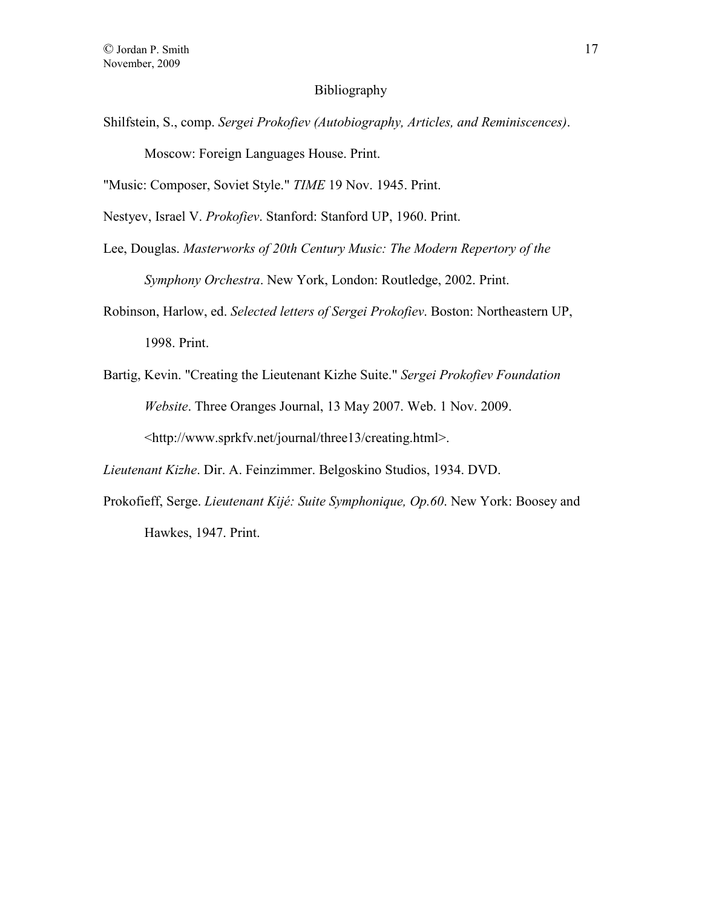# Bibliography

Shilfstein, S., comp. *Sergei Prokofiev (Autobiography, Articles, and Reminiscences)*. Moscow: Foreign Languages House. Print.

"Music: Composer, Soviet Style." *TIME* 19 Nov. 1945. Print.

Nestyev, Israel V. *Prokofiev*. Stanford: Stanford UP, 1960. Print.

Lee, Douglas. *Masterworks of 20th Century Music: The Modern Repertory of the Symphony Orchestra*. New York, London: Routledge, 2002. Print.

Robinson, Harlow, ed. *Selected letters of Sergei Prokofiev*. Boston: Northeastern UP, 1998. Print.

Bartig, Kevin. "Creating the Lieutenant Kizhe Suite." *Sergei Prokofiev Foundation Website*. Three Oranges Journal, 13 May 2007. Web. 1 Nov. 2009. <http://www.sprkfv.net/journal/three13/creating.html>.

*Lieutenant Kizhe*. Dir. A. Feinzimmer. Belgoskino Studios, 1934. DVD.

Prokofieff, Serge. *Lieutenant Kijé: Suite Symphonique, Op.60*. New York: Boosey and Hawkes, 1947. Print.